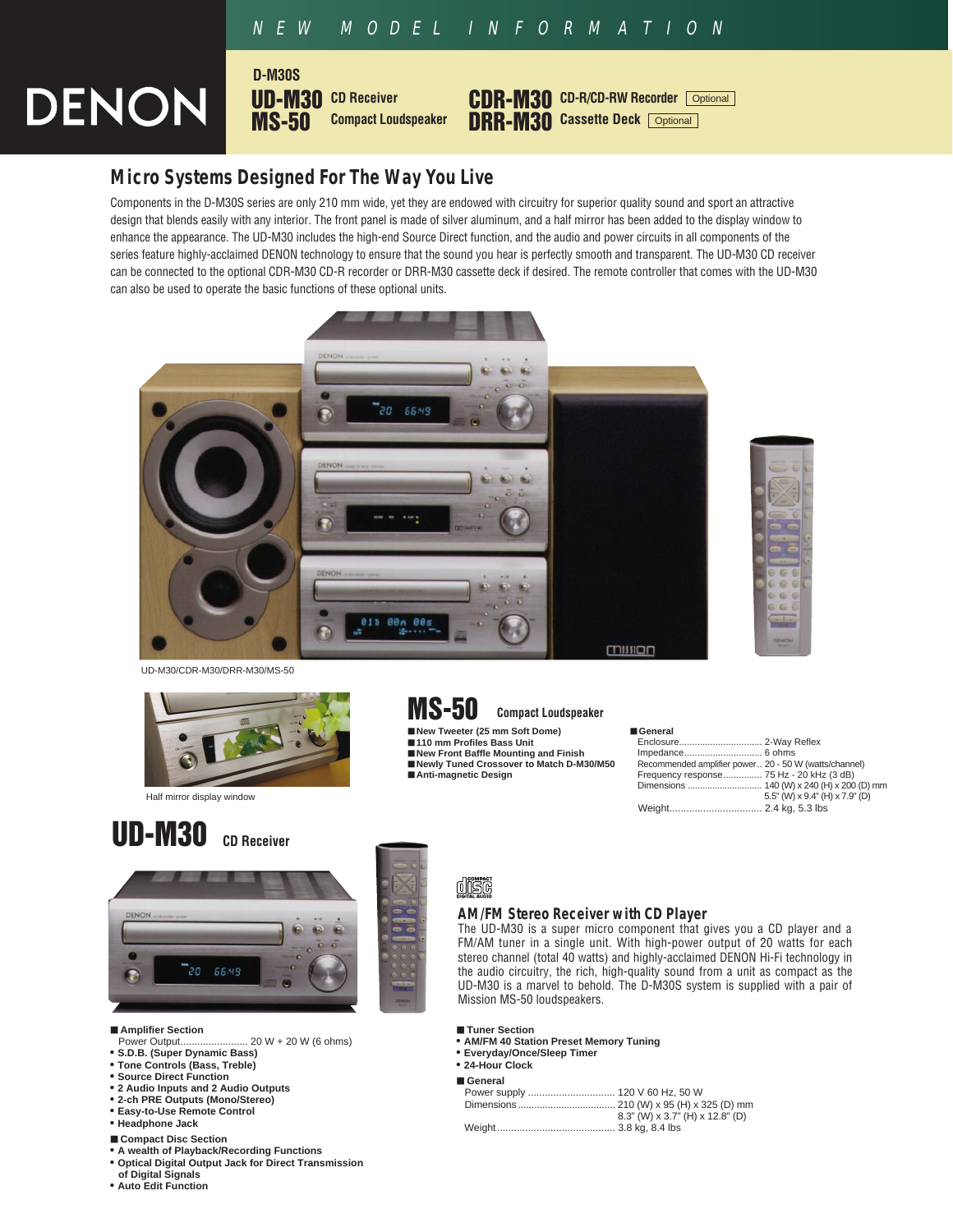NEW MODEL INFORMATION

DENON

**D-M30S**

**UD-M30** CD Receiver
**MS-50** Compact Loudspeaker
**CDR-M30** CD-R/CD-RW Recorder Optional
**DRR-M30** Cassette Deck Optional

## Micro Systems Designed For The Way You Live

Components in the D-M30S series are only 210 mm wide, yet they are endowed with circuitry for superior quality sound and sport an attractive design that blends easily with any interior. The front panel is made of silver aluminum, and a half mirror has been added to the display window to enhance the appearance. The UD-M30 includes the high-end Source Direct function, and the audio and power circuits in all components of the series feature highly-acclaimed DENON technology to ensure that the sound you hear is perfectly smooth and transparent. The UD-M30 CD receiver can be connected to the optional CDR-M30 CD-R recorder or DRR-M30 cassette deck if desired. The remote controller that comes with the UD-M30 can also be used to operate the basic functions of these optional units.

UD-M30/CDR-M30/DRR-M30/MS-50

Half mirror display window

## MS-50 Compact Loudspeaker

- **New Tweeter (25 mm Soft Dome)**
- **110 mm Profiles Bass Unit**
- **New Front Baffle Mounting and Finish**
- **Newly Tuned Crossover to Match D-M30/M50**
- **Anti-magnetic Design**

**General**

| | |
|---|---|
| Enclosure | 2-Way Reflex |
| Impedance | 6 ohms |
| Recommended amplifier power | 20 - 50 W (watts/channel) |
| Frequency response | 75 Hz - 20 kHz (3 dB) |
| Dimensions | 140 (W) x 240 (H) x 200 (D) mm<br>5.5" (W) x 9.4" (H) x 7.9" (D) |
| Weight | 2.4 kg, 5.3 lbs |

## UD-M30 CD Receiver

### AM/FM Stereo Receiver with CD Player

The UD-M30 is a super micro component that gives you a CD player and a FM/AM tuner in a single unit. With high-power output of 20 watts for each stereo channel (total 40 watts) and highly-acclaimed DENON Hi-Fi technology in the audio circuitry, the rich, high-quality sound from a unit as compact as the UD-M30 is a marvel to behold. The D-M30S system is supplied with a pair of Mission MS-50 loudspeakers.

**Amplifier Section**

Power Output........................ 20 W + 20 W (6 ohms)

- **S.D.B. (Super Dynamic Bass)**
- **Tone Controls (Bass, Treble)**
- **Source Direct Function**
- **2 Audio Inputs and 2 Audio Outputs**
- **2-ch PRE Outputs (Mono/Stereo)**
- **Easy-to-Use Remote Control**
- **Headphone Jack**

**Compact Disc Section**

- **A wealth of Playback/Recording Functions**
- **Optical Digital Output Jack for Direct Transmission of Digital Signals**
- **Auto Edit Function**

**Tuner Section**

- **AM/FM 40 Station Preset Memory Tuning**
- **Everyday/Once/Sleep Timer**
- **24-Hour Clock**

**General**

| | |
|---|---|
| Power supply | 120 V 60 Hz, 50 W |
| Dimensions | 210 (W) x 95 (H) x 325 (D) mm<br>8.3" (W) x 3.7" (H) x 12.8" (D) |
| Weight | 3.8 kg, 8.4 lbs |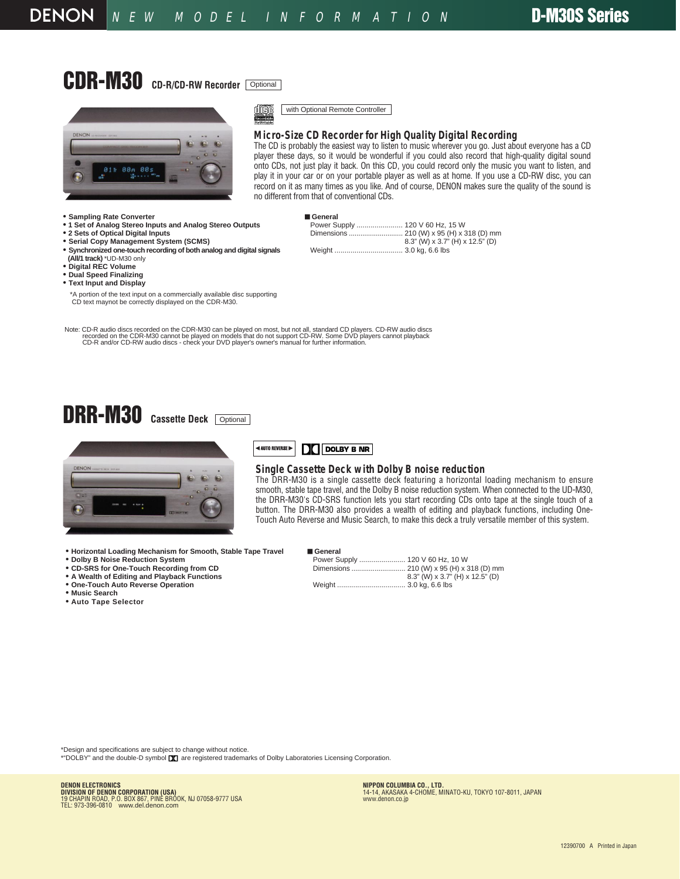# CDR-M30 CD-R/CD-RW Recorder

Optional

with Optional Remote Controller

## Micro-Size CD Recorder for High Quality Digital Recording

The CD is probably the easiest way to listen to music wherever you go. Just about everyone has a CD player these days, so it would be wonderful if you could also record that high-quality digital sound onto CDs, not just play it back. On this CD, you could record only the music you want to listen, and play it in your car or on your portable player as well as at home. If you use a CD-RW disc, you can record on it as many times as you like. And of course, DENON makes sure the quality of the sound is no different from that of conventional CDs.

- **Sampling Rate Converter**
- **1 Set of Analog Stereo Inputs and Analog Stereo Outputs**
- **2 Sets of Optical Digital Inputs**
- **Serial Copy Management System (SCMS)**
- **Synchronized one-touch recording of both analog and digital signals (All/1 track)** *UD-M30 only
- **Digital REC Volume**
- **Dual Speed Finalizing**
- **Text Input and Display**

*A portion of the text input on a commercially available disc supporting CD text maynot be correctly displayed on the CDR-M30.

■ **General**

Power Supply ....................... 120 V 60 Hz, 15 W
Dimensions ........................... 210 (W) x 95 (H) x 318 (D) mm
8.3" (W) x 3.7" (H) x 12.5" (D)
Weight .................................. 3.0 kg, 6.6 lbs

Note: CD-R audio discs recorded on the CDR-M30 can be played on most, but not all, standard CD players. CD-RW audio discs recorded on the CDR-M30 cannot be played on models that do not support CD-RW. Some DVD players cannot playback CD-R and/or CD-RW audio discs - check your DVD player's owner's manual for further information.

# DRR-M30 Cassette Deck

Optional

AUTO REVERSE　DOLBY B NR

## Single Cassette Deck with Dolby B noise reduction

The DRR-M30 is a single cassette deck featuring a horizontal loading mechanism to ensure smooth, stable tape travel, and the Dolby B noise reduction system. When connected to the UD-M30, the DRR-M30's CD-SRS function lets you start recording CDs onto tape at the single touch of a button. The DRR-M30 also provides a wealth of editing and playback functions, including One-Touch Auto Reverse and Music Search, to make this deck a truly versatile member of this system.

- **Horizontal Loading Mechanism for Smooth, Stable Tape Travel**
- **Dolby B Noise Reduction System**
- **CD-SRS for One-Touch Recording from CD**
- **A Wealth of Editing and Playback Functions**
- **One-Touch Auto Reverse Operation**
- **Music Search**
- **Auto Tape Selector**

■ **General**

Power Supply ....................... 120 V 60 Hz, 10 W
Dimensions ........................... 210 (W) x 95 (H) x 318 (D) mm
8.3" (W) x 3.7" (H) x 12.5" (D)
Weight .................................. 3.0 kg, 6.6 lbs

*Design and specifications are subject to change without notice.
*"DOLBY" and the double-D symbol are registered trademarks of Dolby Laboratories Licensing Corporation.

**DENON ELECTRONICS**
**DIVISION OF DENON CORPORATION (USA)**
19 CHAPIN ROAD, P.O. BOX 867, PINE BROOK, NJ 07058-9777 USA
TEL: 973-396-0810 www.del.denon.com

**NIPPON COLUMBIA CO., LTD.**
14-14, AKASAKA 4-CHOME, MINATO-KU, TOKYO 107-8011, JAPAN
www.denon.co.jp

12390700 A Printed in Japan